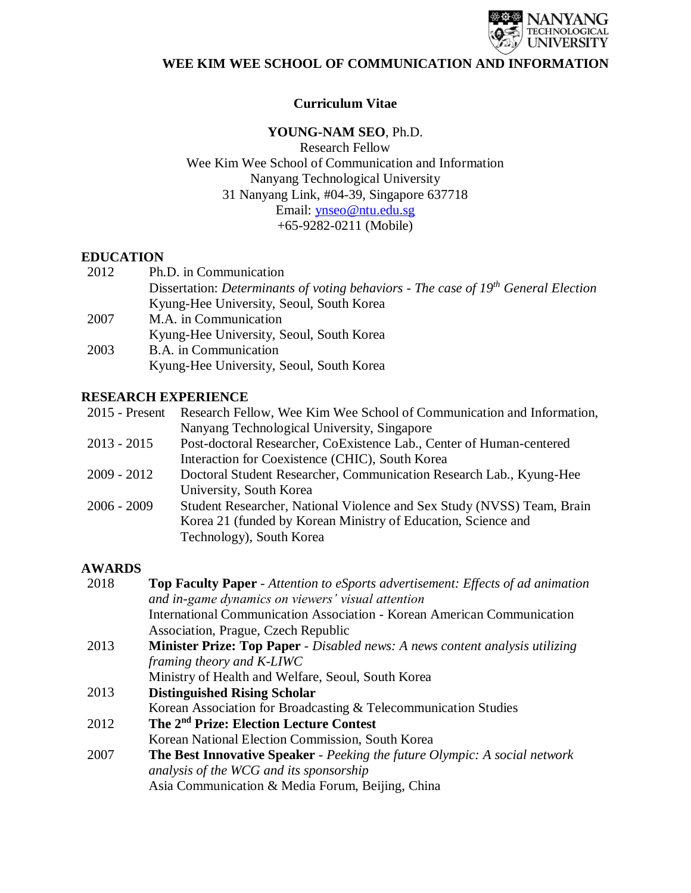**WEE KIM WEE SCHOOL OF COMMUNICATION AND INFORMATION**

# Curriculum Vitae

**YOUNG-NAM SEO**, Ph.D.
Research Fellow
Wee Kim Wee School of Communication and Information
Nanyang Technological University
31 Nanyang Link, #04-39, Singapore 637718
Email: ynseo@ntu.edu.sg
+65-9282-0211 (Mobile)

## EDUCATION

2012 Ph.D. in Communication
Dissertation: *Determinants of voting behaviors - The case of 19th General Election*
Kyung-Hee University, Seoul, South Korea

2007 M.A. in Communication
Kyung-Hee University, Seoul, South Korea

2003 B.A. in Communication
Kyung-Hee University, Seoul, South Korea

## RESEARCH EXPERIENCE

2015 - Present Research Fellow, Wee Kim Wee School of Communication and Information, Nanyang Technological University, Singapore

2013 - 2015 Post-doctoral Researcher, CoExistence Lab., Center of Human-centered Interaction for Coexistence (CHIC), South Korea

2009 - 2012 Doctoral Student Researcher, Communication Research Lab., Kyung-Hee University, South Korea

2006 - 2009 Student Researcher, National Violence and Sex Study (NVSS) Team, Brain Korea 21 (funded by Korean Ministry of Education, Science and Technology), South Korea

## AWARDS

2018 **Top Faculty Paper** - *Attention to eSports advertisement: Effects of ad animation and in-game dynamics on viewers' visual attention*
International Communication Association - Korean American Communication Association, Prague, Czech Republic

2013 **Minister Prize: Top Paper** - *Disabled news: A news content analysis utilizing framing theory and K-LIWC*
Ministry of Health and Welfare, Seoul, South Korea

2013 **Distinguished Rising Scholar**
Korean Association for Broadcasting & Telecommunication Studies

2012 **The 2nd Prize: Election Lecture Contest**
Korean National Election Commission, South Korea

2007 **The Best Innovative Speaker** - *Peeking the future Olympic: A social network analysis of the WCG and its sponsorship*
Asia Communication & Media Forum, Beijing, China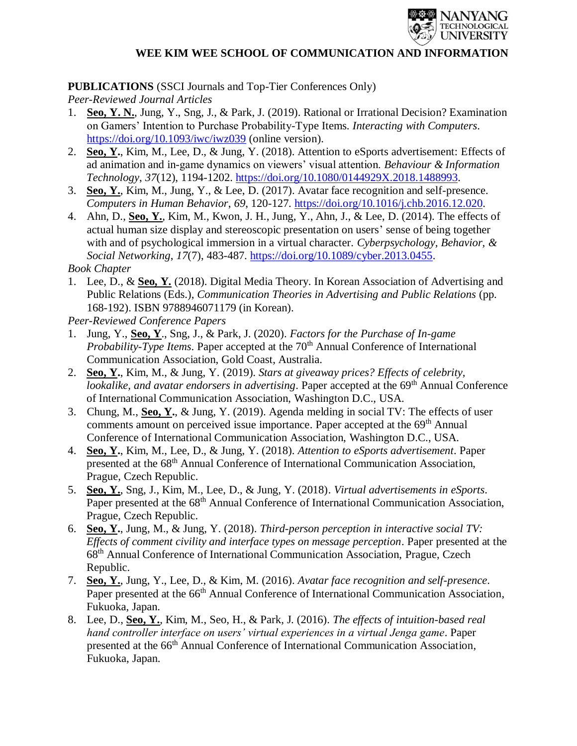**WEE KIM WEE SCHOOL OF COMMUNICATION AND INFORMATION**

**PUBLICATIONS** (SSCI Journals and Top-Tier Conferences Only)

*Peer-Reviewed Journal Articles*

1. **Seo, Y. N.**, Jung, Y., Sng, J., & Park, J. (2019). Rational or Irrational Decision? Examination on Gamers' Intention to Purchase Probability-Type Items. *Interacting with Computers*. https://doi.org/10.1093/iwc/iwz039 (online version).
2. **Seo, Y.**, Kim, M., Lee, D., & Jung, Y. (2018). Attention to eSports advertisement: Effects of ad animation and in-game dynamics on viewers' visual attention. *Behaviour & Information Technology*, *37*(12), 1194-1202. https://doi.org/10.1080/0144929X.2018.1488993.
3. **Seo, Y.**, Kim, M., Jung, Y., & Lee, D. (2017). Avatar face recognition and self-presence. *Computers in Human Behavior*, *69*, 120-127. https://doi.org/10.1016/j.chb.2016.12.020.
4. Ahn, D., **Seo, Y.**, Kim, M., Kwon, J. H., Jung, Y., Ahn, J., & Lee, D. (2014). The effects of actual human size display and stereoscopic presentation on users' sense of being together with and of psychological immersion in a virtual character. *Cyberpsychology, Behavior, & Social Networking*, *17*(7), 483-487. https://doi.org/10.1089/cyber.2013.0455.

*Book Chapter*

1. Lee, D., & **Seo, Y.** (2018). Digital Media Theory. In Korean Association of Advertising and Public Relations (Eds.), *Communication Theories in Advertising and Public Relations* (pp. 168-192). ISBN 9788946071179 (in Korean).

*Peer-Reviewed Conference Papers*

1. Jung, Y., **Seo, Y**., Sng, J., & Park, J. (2020). *Factors for the Purchase of In-game Probability-Type Items*. Paper accepted at the 70th Annual Conference of International Communication Association, Gold Coast, Australia.
2. **Seo, Y.**, Kim, M., & Jung, Y. (2019). *Stars at giveaway prices? Effects of celebrity, lookalike, and avatar endorsers in advertising*. Paper accepted at the 69th Annual Conference of International Communication Association, Washington D.C., USA.
3. Chung, M., **Seo, Y.**, & Jung, Y. (2019). Agenda melding in social TV: The effects of user comments amount on perceived issue importance. Paper accepted at the 69th Annual Conference of International Communication Association, Washington D.C., USA.
4. **Seo, Y.**, Kim, M., Lee, D., & Jung, Y. (2018). *Attention to eSports advertisement*. Paper presented at the 68th Annual Conference of International Communication Association, Prague, Czech Republic.
5. **Seo, Y.**, Sng, J., Kim, M., Lee, D., & Jung, Y. (2018). *Virtual advertisements in eSports*. Paper presented at the 68th Annual Conference of International Communication Association, Prague, Czech Republic.
6. **Seo, Y.**, Jung, M., & Jung, Y. (2018). *Third-person perception in interactive social TV: Effects of comment civility and interface types on message perception*. Paper presented at the 68th Annual Conference of International Communication Association, Prague, Czech Republic.
7. **Seo, Y.**, Jung, Y., Lee, D., & Kim, M. (2016). *Avatar face recognition and self-presence*. Paper presented at the 66th Annual Conference of International Communication Association, Fukuoka, Japan.
8. Lee, D., **Seo, Y.**, Kim, M., Seo, H., & Park, J. (2016). *The effects of intuition-based real hand controller interface on users' virtual experiences in a virtual Jenga game*. Paper presented at the 66th Annual Conference of International Communication Association, Fukuoka, Japan.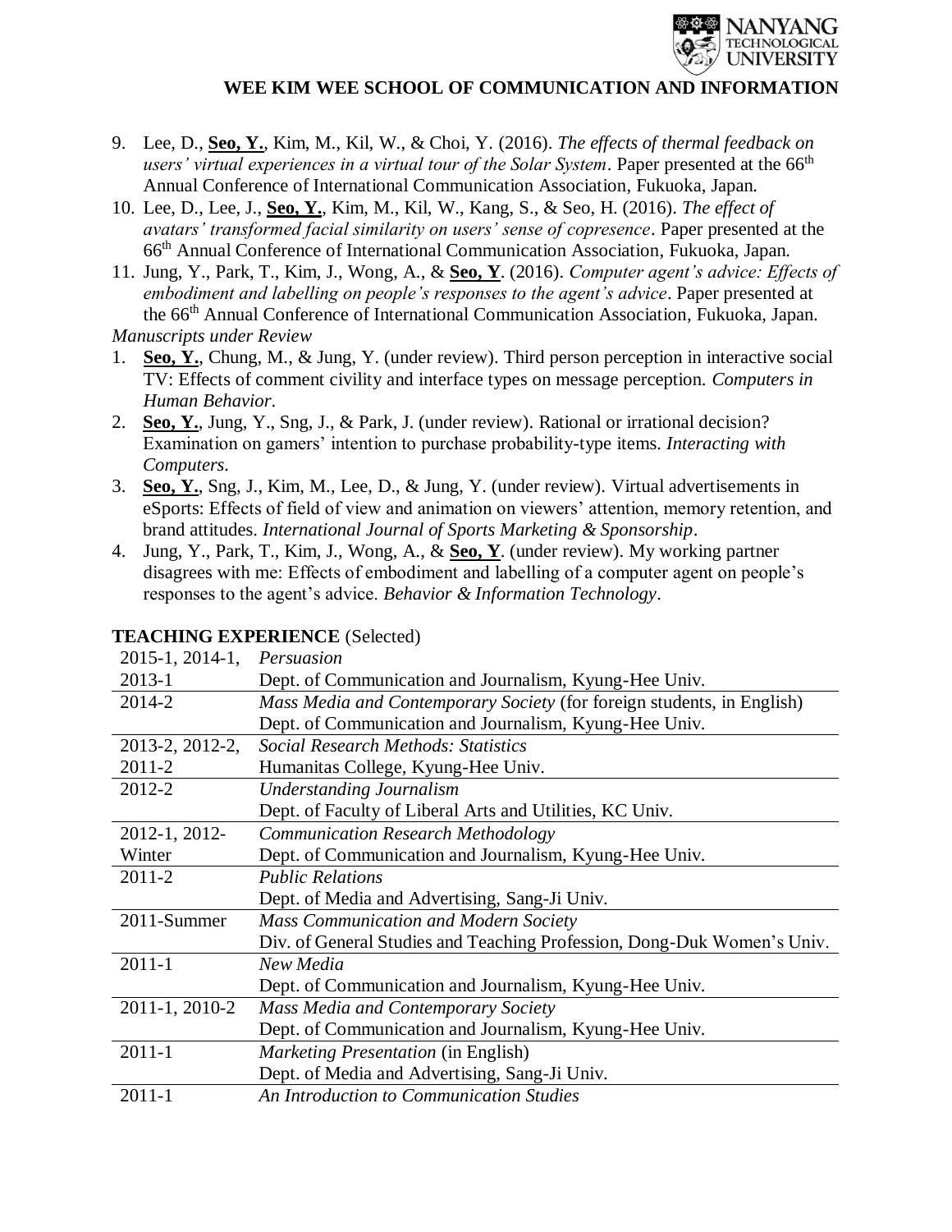9. Lee, D., **Seo, Y.**, Kim, M., Kil, W., & Choi, Y. (2016). *The effects of thermal feedback on users' virtual experiences in a virtual tour of the Solar System*. Paper presented at the 66th Annual Conference of International Communication Association, Fukuoka, Japan.
10. Lee, D., Lee, J., **Seo, Y.**, Kim, M., Kil, W., Kang, S., & Seo, H. (2016). *The effect of avatars' transformed facial similarity on users' sense of copresence*. Paper presented at the 66th Annual Conference of International Communication Association, Fukuoka, Japan.
11. Jung, Y., Park, T., Kim, J., Wong, A., & **Seo, Y**. (2016). *Computer agent's advice: Effects of embodiment and labelling on people's responses to the agent's advice*. Paper presented at the 66th Annual Conference of International Communication Association, Fukuoka, Japan.

*Manuscripts under Review*

1. **Seo, Y.**, Chung, M., & Jung, Y. (under review). Third person perception in interactive social TV: Effects of comment civility and interface types on message perception. *Computers in Human Behavior*.
2. **Seo, Y.**, Jung, Y., Sng, J., & Park, J. (under review). Rational or irrational decision? Examination on gamers' intention to purchase probability-type items. *Interacting with Computers*.
3. **Seo, Y.**, Sng, J., Kim, M., Lee, D., & Jung, Y. (under review). Virtual advertisements in eSports: Effects of field of view and animation on viewers' attention, memory retention, and brand attitudes. *International Journal of Sports Marketing & Sponsorship*.
4. Jung, Y., Park, T., Kim, J., Wong, A., & **Seo, Y**. (under review). My working partner disagrees with me: Effects of embodiment and labelling of a computer agent on people's responses to the agent's advice. *Behavior & Information Technology*.

## TEACHING EXPERIENCE (Selected)

| Term | Course |
|---|---|
| 2015-1, 2014-1, 2013-1 | *Persuasion*<br>Dept. of Communication and Journalism, Kyung-Hee Univ. |
| 2014-2 | *Mass Media and Contemporary Society* (for foreign students, in English)<br>Dept. of Communication and Journalism, Kyung-Hee Univ. |
| 2013-2, 2012-2, 2011-2 | *Social Research Methods: Statistics*<br>Humanitas College, Kyung-Hee Univ. |
| 2012-2 | *Understanding Journalism*<br>Dept. of Faculty of Liberal Arts and Utilities, KC Univ. |
| 2012-1, 2012-Winter | *Communication Research Methodology*<br>Dept. of Communication and Journalism, Kyung-Hee Univ. |
| 2011-2 | *Public Relations*<br>Dept. of Media and Advertising, Sang-Ji Univ. |
| 2011-Summer | *Mass Communication and Modern Society*<br>Div. of General Studies and Teaching Profession, Dong-Duk Women's Univ. |
| 2011-1 | *New Media*<br>Dept. of Communication and Journalism, Kyung-Hee Univ. |
| 2011-1, 2010-2 | *Mass Media and Contemporary Society*<br>Dept. of Communication and Journalism, Kyung-Hee Univ. |
| 2011-1 | *Marketing Presentation* (in English)<br>Dept. of Media and Advertising, Sang-Ji Univ. |
| 2011-1 | *An Introduction to Communication Studies* |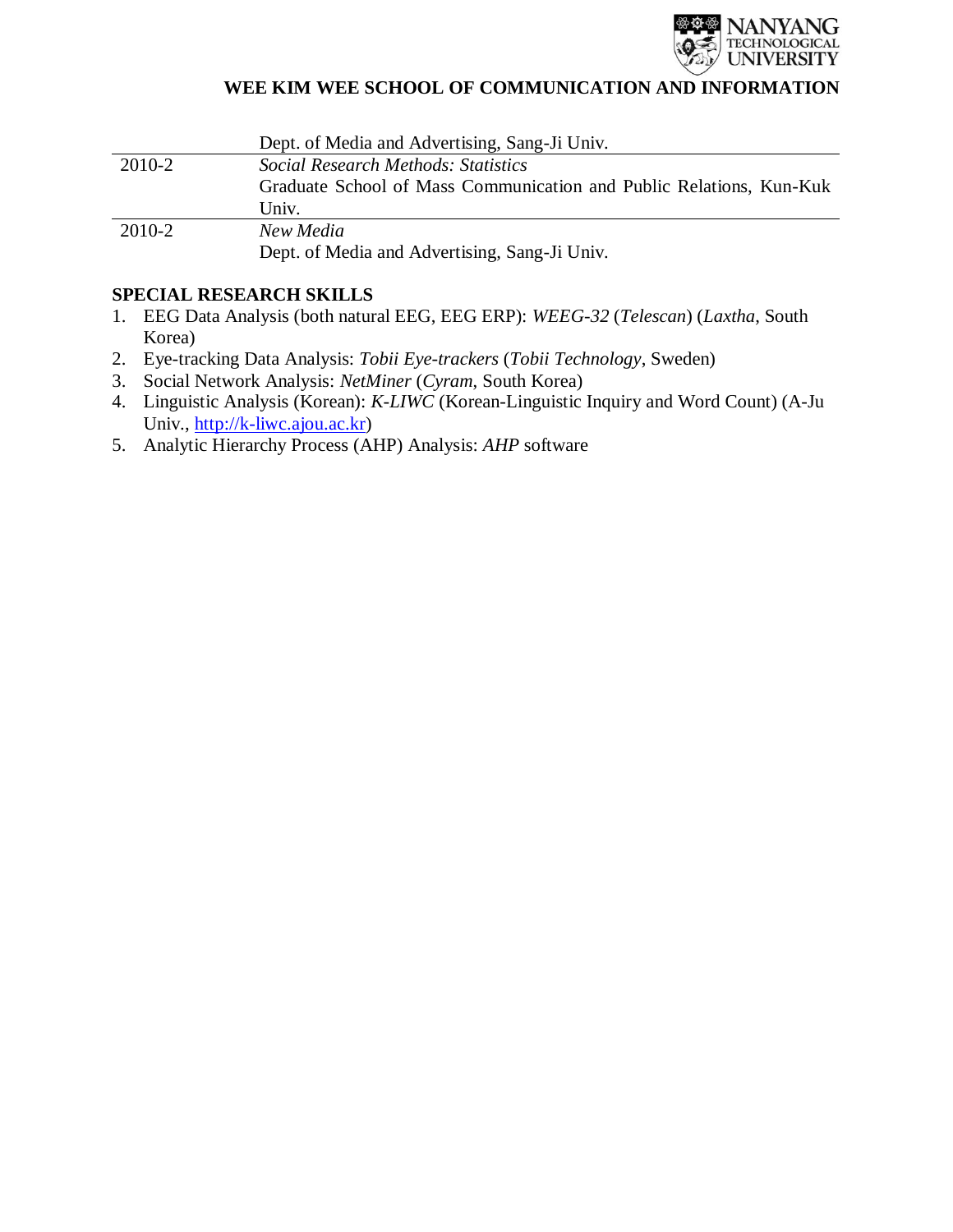| | |
|---|---|
| | Dept. of Media and Advertising, Sang-Ji Univ. |
| 2010-2 | *Social Research Methods: Statistics* Graduate School of Mass Communication and Public Relations, Kun-Kuk Univ. |
| 2010-2 | *New Media* Dept. of Media and Advertising, Sang-Ji Univ. |

**SPECIAL RESEARCH SKILLS**

1. EEG Data Analysis (both natural EEG, EEG ERP): *WEEG-32* (*Telescan*) (*Laxtha*, South Korea)
2. Eye-tracking Data Analysis: *Tobii Eye-trackers* (*Tobii Technology*, Sweden)
3. Social Network Analysis: *NetMiner* (*Cyram*, South Korea)
4. Linguistic Analysis (Korean): *K-LIWC* (Korean-Linguistic Inquiry and Word Count) (A-Ju Univ., http://k-liwc.ajou.ac.kr)
5. Analytic Hierarchy Process (AHP) Analysis: *AHP* software